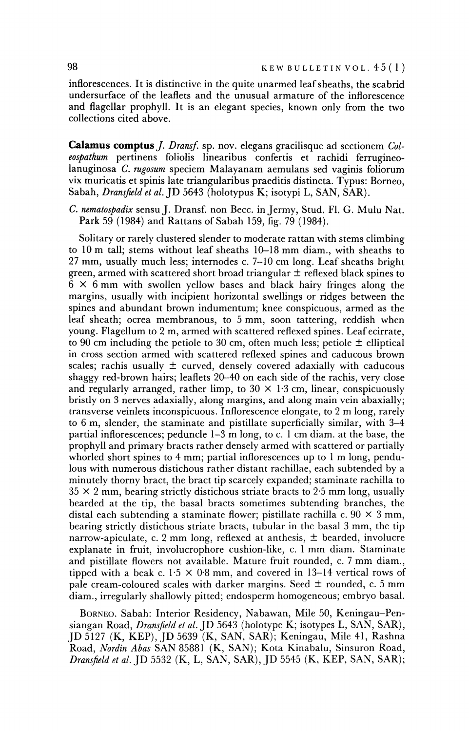inflorescences. It is distinctive in the quite unarmed leaf sheaths, the scabrid undersurface of the leaflets and the unusual armature of the inflorescence and flagellar prophyll. It is an elegant species, known only from the two collections cited above.

**Calamus comptus** *J. Dransf.* sp. nov. elegans gracilisque ad sectionem *Coleospathum* pertinens foliolis linearibus confertis et rachidi ferrugineo-lanuginosa *C. rugosum* speciem Malayanam aemulans sed vaginis foliorum vix muricatis et spinis late triangularibus praeditis distincta. Typus: Borneo, Sabah, *Dransfield et al.* JD 5643 (holotypus K; isotypi L, SAN, SAR).

*C. nematospadix* sensu J. Dransf. non Becc. in Jermy, Stud. Fl. G. Mulu Nat. Park 59 (1984) and Rattans of Sabah 159, fig. 79 (1984).

Solitary or rarely clustered slender to moderate rattan with stems climbing to 10 m tall; stems without leaf sheaths 10–18 mm diam., with sheaths to 27 mm, usually much less; internodes c. 7–10 cm long. Leaf sheaths bright green, armed with scattered short broad triangular ± reflexed black spines to 6 × 6 mm with swollen yellow bases and black hairy fringes along the margins, usually with incipient horizontal swellings or ridges between the spines and abundant brown indumentum; knee conspicuous, armed as the leaf sheath; ocrea membranous, to 5 mm, soon tattering, reddish when young. Flagellum to 2 m, armed with scattered reflexed spines. Leaf ecirrate, to 90 cm including the petiole to 30 cm, often much less; petiole ± elliptical in cross section armed with scattered reflexed spines and caducous brown scales; rachis usually ± curved, densely covered adaxially with caducous shaggy red-brown hairs; leaflets 20–40 on each side of the rachis, very close and regularly arranged, rather limp, to 30 × 1·3 cm, linear, conspicuously bristly on 3 nerves adaxially, along margins, and along main vein abaxially; transverse veinlets inconspicuous. Inflorescence elongate, to 2 m long, rarely to 6 m, slender, the staminate and pistillate superficially similar, with 3–4 partial inflorescences; peduncle 1–3 m long, to c. 1 cm diam. at the base, the prophyll and primary bracts rather densely armed with scattered or partially whorled short spines to 4 mm; partial inflorescences up to 1 m long, pendulous with numerous distichous rather distant rachillae, each subtended by a minutely thorny bract, the bract tip scarcely expanded; staminate rachilla to 35 × 2 mm, bearing strictly distichous striate bracts to 2·5 mm long, usually bearded at the tip, the basal bracts sometimes subtending branches, the distal each subtending a staminate flower; pistillate rachilla c. 90 × 3 mm, bearing strictly distichous striate bracts, tubular in the basal 3 mm, the tip narrow-apiculate, c. 2 mm long, reflexed at anthesis, ± bearded, involucre explanate in fruit, involucrophore cushion-like, c. 1 mm diam. Staminate and pistillate flowers not available. Mature fruit rounded, c. 7 mm diam., tipped with a beak c. 1·5 × 0·8 mm, and covered in 13–14 vertical rows of pale cream-coloured scales with darker margins. Seed ± rounded, c. 5 mm diam., irregularly shallowly pitted; endosperm homogeneous; embryo basal.

BORNEO. Sabah: Interior Residency, Nabawan, Mile 50, Keningau–Pensiangan Road, *Dransfield et al.* JD 5643 (holotype K; isotypes L, SAN, SAR), JD 5127 (K, KEP), JD 5639 (K, SAN, SAR); Keningau, Mile 41, Rashna Road, *Nordin Abas* SAN 85881 (K, SAN); Kota Kinabalu, Sinsuron Road, *Dransfield et al.* JD 5532 (K, L, SAN, SAR), JD 5545 (K, KEP, SAN, SAR);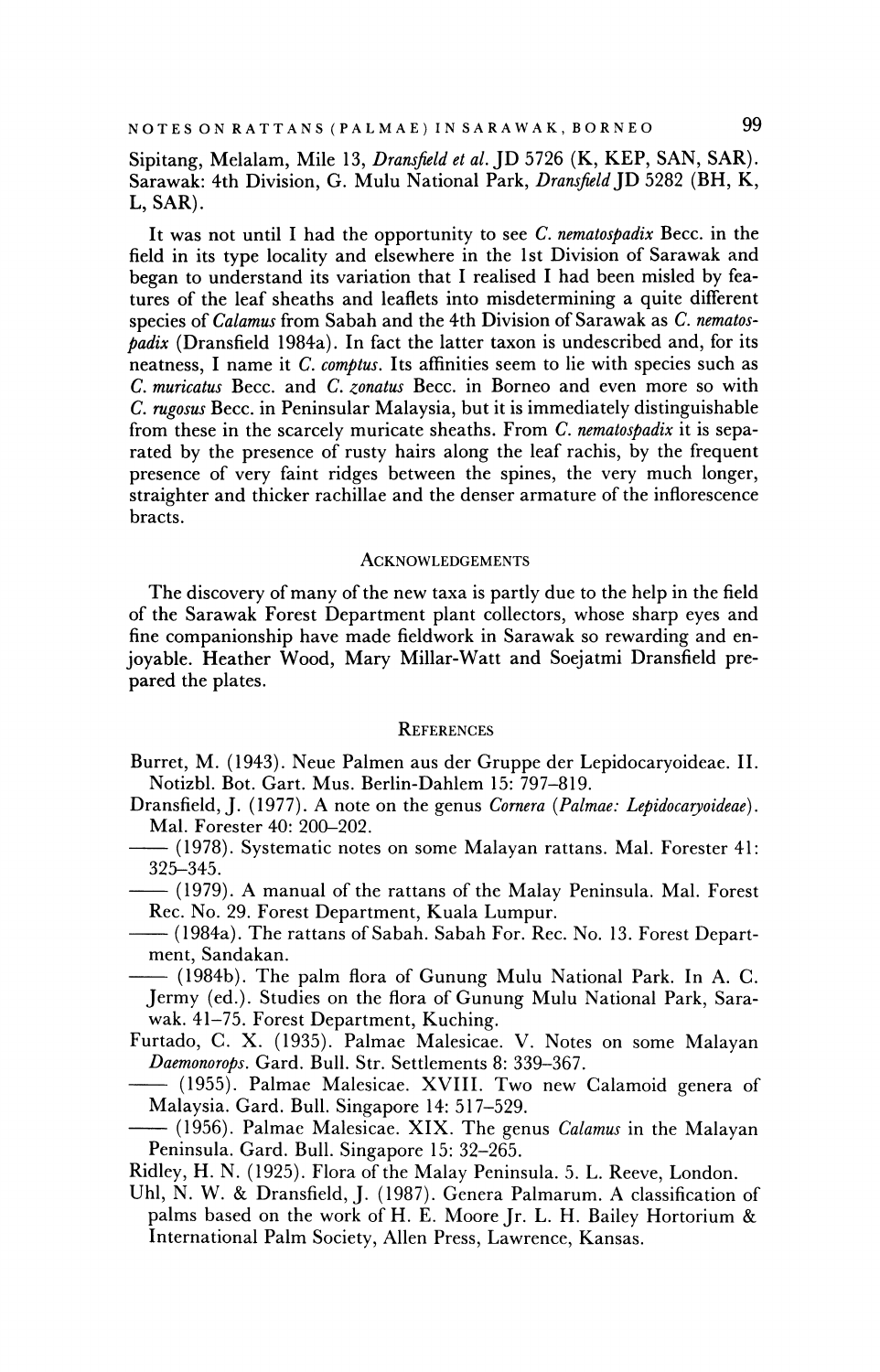Sipitang, Melalam, Mile 13, *Dransfield et al.* JD 5726 (K, KEP, SAN, SAR). Sarawak: 4th Division, G. Mulu National Park, *Dransfield* JD 5282 (BH, K, L, SAR).

It was not until I had the opportunity to see *C. nematospadix* Becc. in the field in its type locality and elsewhere in the 1st Division of Sarawak and began to understand its variation that I realised I had been misled by features of the leaf sheaths and leaflets into misdetermining a quite different species of *Calamus* from Sabah and the 4th Division of Sarawak as *C. nematospadix* (Dransfield 1984a). In fact the latter taxon is undescribed and, for its neatness, I name it *C. comptus*. Its affinities seem to lie with species such as *C. muricatus* Becc. and *C. zonatus* Becc. in Borneo and even more so with *C. rugosus* Becc. in Peninsular Malaysia, but it is immediately distinguishable from these in the scarcely muricate sheaths. From *C. nematospadix* it is separated by the presence of rusty hairs along the leaf rachis, by the frequent presence of very faint ridges between the spines, the very much longer, straighter and thicker rachillae and the denser armature of the inflorescence bracts.

## Acknowledgements

The discovery of many of the new taxa is partly due to the help in the field of the Sarawak Forest Department plant collectors, whose sharp eyes and fine companionship have made fieldwork in Sarawak so rewarding and enjoyable. Heather Wood, Mary Millar-Watt and Soejatmi Dransfield prepared the plates.

## References

Burret, M. (1943). Neue Palmen aus der Gruppe der Lepidocaryoideae. II. Notizbl. Bot. Gart. Mus. Berlin-Dahlem 15: 797–819.

Dransfield, J. (1977). A note on the genus *Cornera* (*Palmae: Lepidocaryoideae*). Mal. Forester 40: 200–202.

—— (1978). Systematic notes on some Malayan rattans. Mal. Forester 41: 325–345.

—— (1979). A manual of the rattans of the Malay Peninsula. Mal. Forest Rec. No. 29. Forest Department, Kuala Lumpur.

—— (1984a). The rattans of Sabah. Sabah For. Rec. No. 13. Forest Department, Sandakan.

—— (1984b). The palm flora of Gunung Mulu National Park. In A. C. Jermy (ed.). Studies on the flora of Gunung Mulu National Park, Sarawak. 41–75. Forest Department, Kuching.

Furtado, C. X. (1935). Palmae Malesicae. V. Notes on some Malayan *Daemonorops*. Gard. Bull. Str. Settlements 8: 339–367.

—— (1955). Palmae Malesicae. XVIII. Two new Calamoid genera of Malaysia. Gard. Bull. Singapore 14: 517–529.

—— (1956). Palmae Malesicae. XIX. The genus *Calamus* in the Malayan Peninsula. Gard. Bull. Singapore 15: 32–265.

Ridley, H. N. (1925). Flora of the Malay Peninsula. 5. L. Reeve, London.

Uhl, N. W. & Dransfield, J. (1987). Genera Palmarum. A classification of palms based on the work of H. E. Moore Jr. L. H. Bailey Hortorium & International Palm Society, Allen Press, Lawrence, Kansas.